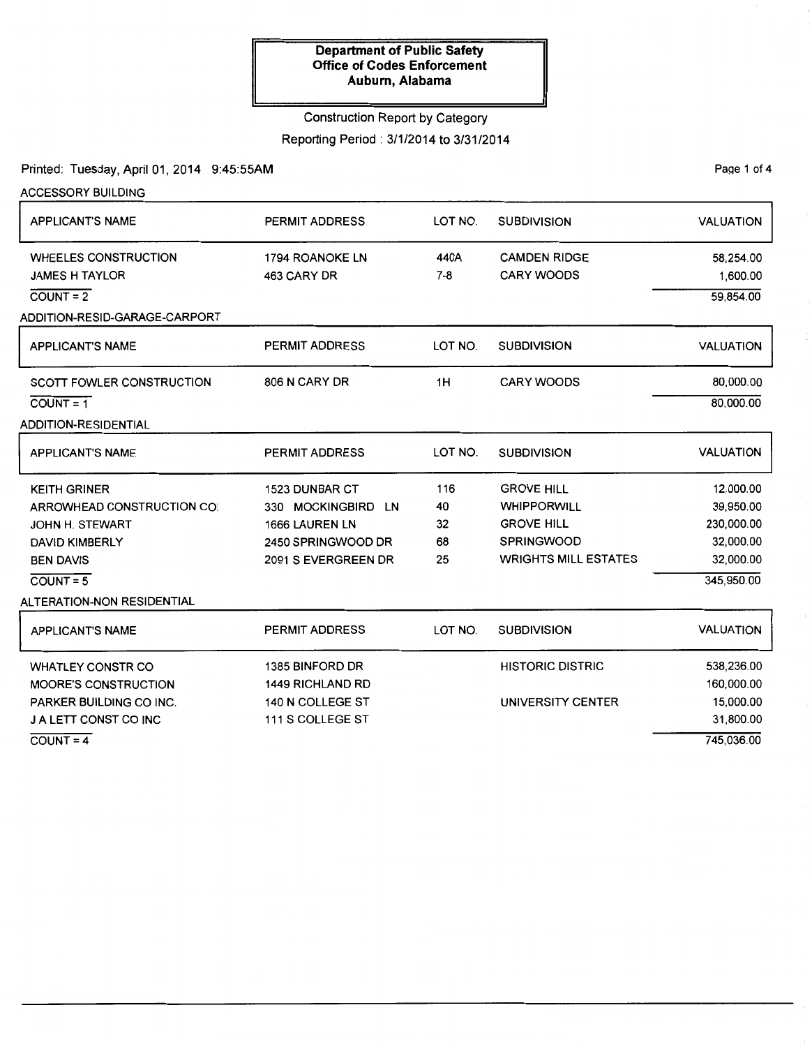# Department of Public Safety
# Office of Codes Enforcement
# Auburn, Alabama

Construction Report by Category

Reporting Period : 3/1/2014 to 3/31/2014

Printed: Tuesday, April 01, 2014 9:45:55AM

## ACCESSORY BUILDING

| APPLICANT'S NAME | PERMIT ADDRESS | LOT NO. | SUBDIVISION | VALUATION |
|---|---|---|---|---|
| WHEELES CONSTRUCTION | 1794 ROANOKE LN | 440A | CAMDEN RIDGE | 58,254.00 |
| JAMES H TAYLOR | 463 CARY DR | 7-8 | CARY WOODS | 1,600.00 |
| COUNT = 2 | | | | 59,854.00 |

## ADDITION-RESID-GARAGE-CARPORT

| APPLICANT'S NAME | PERMIT ADDRESS | LOT NO. | SUBDIVISION | VALUATION |
|---|---|---|---|---|
| SCOTT FOWLER CONSTRUCTION | 806 N CARY DR | 1H | CARY WOODS | 80,000.00 |
| COUNT = 1 | | | | 80,000.00 |

## ADDITION-RESIDENTIAL

| APPLICANT'S NAME | PERMIT ADDRESS | LOT NO. | SUBDIVISION | VALUATION |
|---|---|---|---|---|
| KEITH GRINER | 1523 DUNBAR CT | 116 | GROVE HILL | 12,000.00 |
| ARROWHEAD CONSTRUCTION CO | 330 MOCKINGBIRD LN | 40 | WHIPPORWILL | 39,950.00 |
| JOHN H. STEWART | 1666 LAUREN LN | 32 | GROVE HILL | 230,000.00 |
| DAVID KIMBERLY | 2450 SPRINGWOOD DR | 68 | SPRINGWOOD | 32,000.00 |
| BEN DAVIS | 2091 S EVERGREEN DR | 25 | WRIGHTS MILL ESTATES | 32,000.00 |
| COUNT = 5 | | | | 345,950.00 |

## ALTERATION-NON RESIDENTIAL

| APPLICANT'S NAME | PERMIT ADDRESS | LOT NO. | SUBDIVISION | VALUATION |
|---|---|---|---|---|
| WHATLEY CONSTR CO | 1385 BINFORD DR | | HISTORIC DISTRIC | 538,236.00 |
| MOORE'S CONSTRUCTION | 1449 RICHLAND RD | | | 160,000.00 |
| PARKER BUILDING CO INC. | 140 N COLLEGE ST | | UNIVERSITY CENTER | 15,000.00 |
| J A LETT CONST CO INC | 111 S COLLEGE ST | | | 31,800.00 |
| COUNT = 4 | | | | 745,036.00 |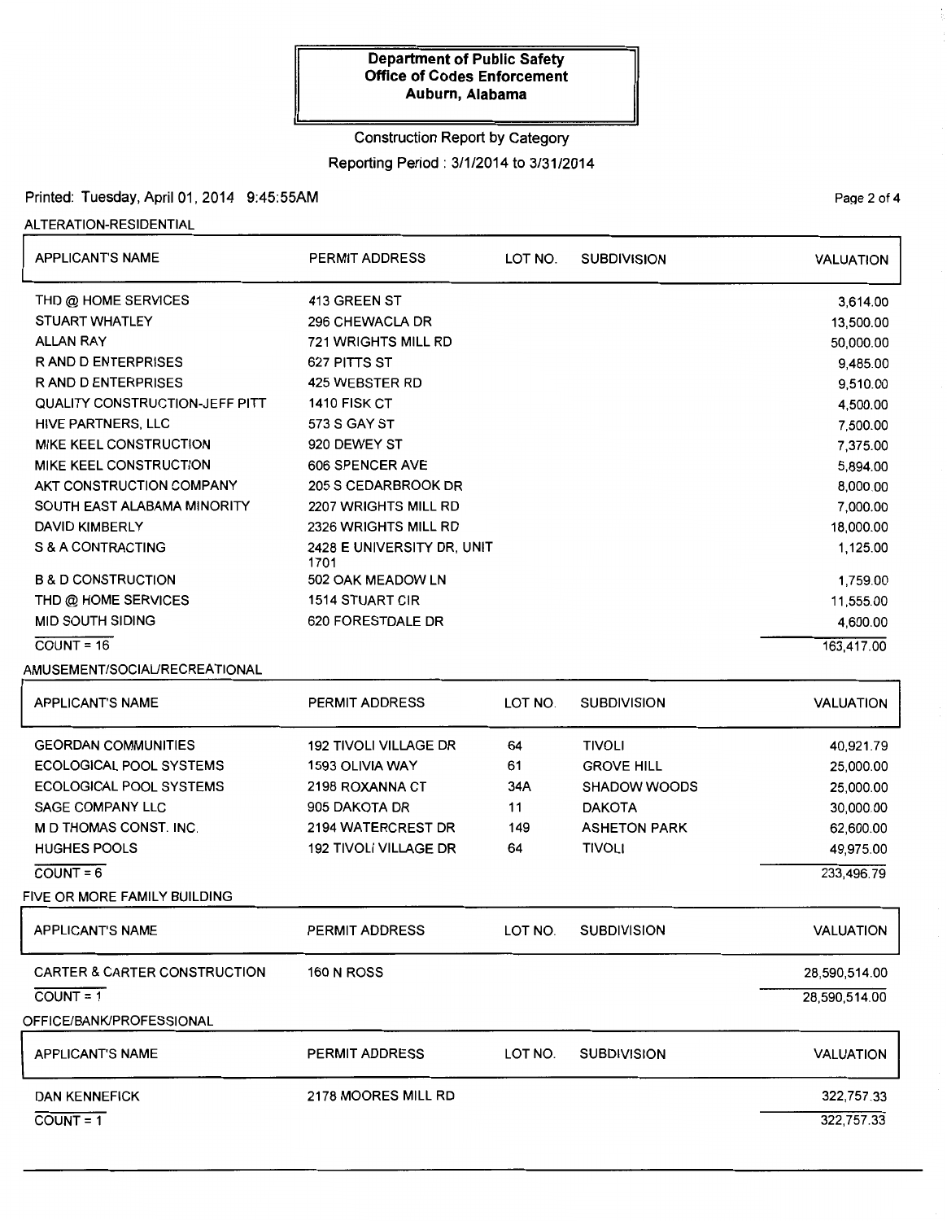**Department of Public Safety**
**Office of Codes Enforcement**
**Auburn, Alabama**

Construction Report by Category

Reporting Period : 3/1/2014 to 3/31/2014

Printed: Tuesday, April 01, 2014 9:45:55AM

ALTERATION-RESIDENTIAL

| APPLICANT'S NAME | PERMIT ADDRESS | LOT NO. | SUBDIVISION | VALUATION |
|---|---|---|---|---|
| THD @ HOME SERVICES | 413 GREEN ST | | | 3,614.00 |
| STUART WHATLEY | 296 CHEWACLA DR | | | 13,500.00 |
| ALLAN RAY | 721 WRIGHTS MILL RD | | | 50,000.00 |
| R AND D ENTERPRISES | 627 PITTS ST | | | 9,485.00 |
| R AND D ENTERPRISES | 425 WEBSTER RD | | | 9,510.00 |
| QUALITY CONSTRUCTION-JEFF PITT | 1410 FISK CT | | | 4,500.00 |
| HIVE PARTNERS, LLC | 573 S GAY ST | | | 7,500.00 |
| MIKE KEEL CONSTRUCTION | 920 DEWEY ST | | | 7,375.00 |
| MIKE KEEL CONSTRUCTION | 606 SPENCER AVE | | | 5,894.00 |
| AKT CONSTRUCTION COMPANY | 205 S CEDARBROOK DR | | | 8,000.00 |
| SOUTH EAST ALABAMA MINORITY | 2207 WRIGHTS MILL RD | | | 7,000.00 |
| DAVID KIMBERLY | 2326 WRIGHTS MILL RD | | | 18,000.00 |
| S & A CONTRACTING | 2428 E UNIVERSITY DR, UNIT 1701 | | | 1,125.00 |
| B & D CONSTRUCTION | 502 OAK MEADOW LN | | | 1,759.00 |
| THD @ HOME SERVICES | 1514 STUART CIR | | | 11,555.00 |
| MID SOUTH SIDING | 620 FORESTDALE DR | | | 4,600.00 |
| COUNT = 16 | | | | 163,417.00 |

AMUSEMENT/SOCIAL/RECREATIONAL

| APPLICANT'S NAME | PERMIT ADDRESS | LOT NO. | SUBDIVISION | VALUATION |
|---|---|---|---|---|
| GEORDAN COMMUNITIES | 192 TIVOLI VILLAGE DR | 64 | TIVOLI | 40,921.79 |
| ECOLOGICAL POOL SYSTEMS | 1593 OLIVIA WAY | 61 | GROVE HILL | 25,000.00 |
| ECOLOGICAL POOL SYSTEMS | 2198 ROXANNA CT | 34A | SHADOW WOODS | 25,000.00 |
| SAGE COMPANY LLC | 905 DAKOTA DR | 11 | DAKOTA | 30,000.00 |
| M D THOMAS CONST. INC. | 2194 WATERCREST DR | 149 | ASHETON PARK | 62,600.00 |
| HUGHES POOLS | 192 TIVOLI VILLAGE DR | 64 | TIVOLI | 49,975.00 |
| COUNT = 6 | | | | 233,496.79 |

FIVE OR MORE FAMILY BUILDING

| APPLICANT'S NAME | PERMIT ADDRESS | LOT NO. | SUBDIVISION | VALUATION |
|---|---|---|---|---|
| CARTER & CARTER CONSTRUCTION | 160 N ROSS | | | 28,590,514.00 |
| COUNT = 1 | | | | 28,590,514.00 |

OFFICE/BANK/PROFESSIONAL

| APPLICANT'S NAME | PERMIT ADDRESS | LOT NO. | SUBDIVISION | VALUATION |
|---|---|---|---|---|
| DAN KENNEFICK | 2178 MOORES MILL RD | | | 322,757.33 |
| COUNT = 1 | | | | 322,757.33 |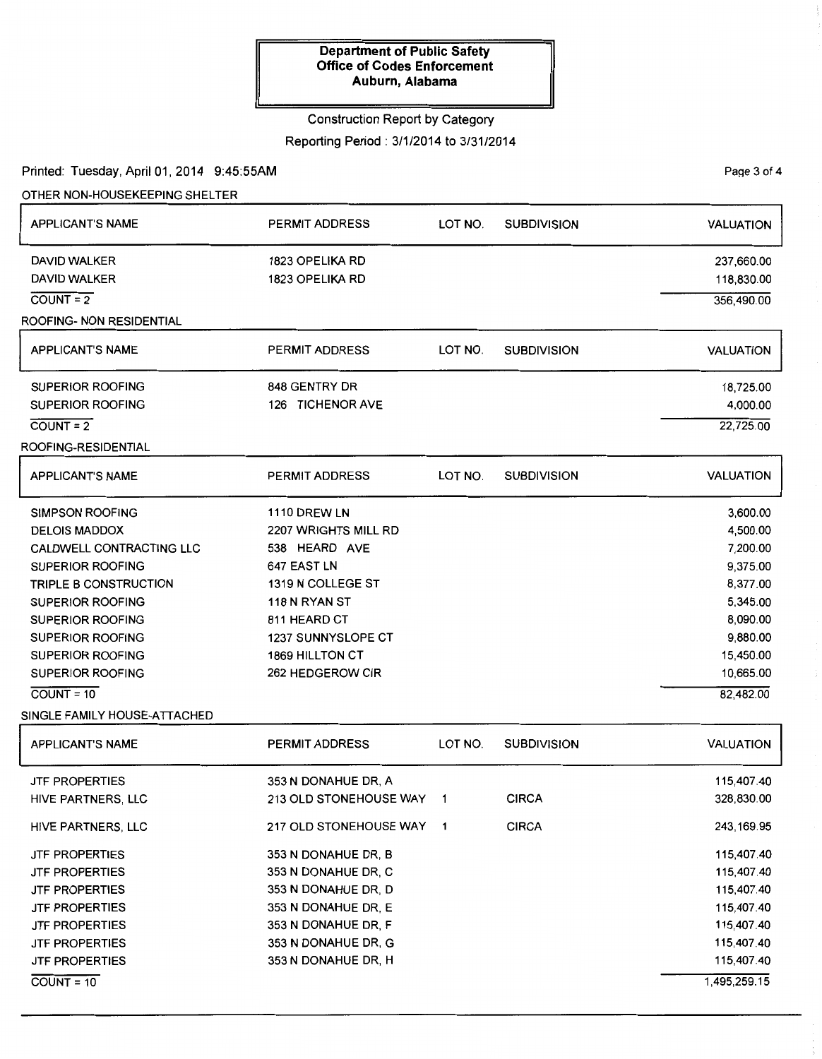# Department of Public Safety
## Office of Codes Enforcement
## Auburn, Alabama

Construction Report by Category

Reporting Period : 3/1/2014 to 3/31/2014

Printed: Tuesday, April 01, 2014 9:45:55AM

### OTHER NON-HOUSEKEEPING SHELTER

| APPLICANT'S NAME | PERMIT ADDRESS | LOT NO. | SUBDIVISION | VALUATION |
|---|---|---|---|---|
| DAVID WALKER | 1823 OPELIKA RD | | | 237,660.00 |
| DAVID WALKER | 1823 OPELIKA RD | | | 118,830.00 |
| COUNT = 2 | | | | 356,490.00 |

### ROOFING- NON RESIDENTIAL

| APPLICANT'S NAME | PERMIT ADDRESS | LOT NO. | SUBDIVISION | VALUATION |
|---|---|---|---|---|
| SUPERIOR ROOFING | 848 GENTRY DR | | | 18,725.00 |
| SUPERIOR ROOFING | 126 TICHENOR AVE | | | 4,000.00 |
| COUNT = 2 | | | | 22,725.00 |

### ROOFING-RESIDENTIAL

| APPLICANT'S NAME | PERMIT ADDRESS | LOT NO. | SUBDIVISION | VALUATION |
|---|---|---|---|---|
| SIMPSON ROOFING | 1110 DREW LN | | | 3,600.00 |
| DELOIS MADDOX | 2207 WRIGHTS MILL RD | | | 4,500.00 |
| CALDWELL CONTRACTING LLC | 538 HEARD AVE | | | 7,200.00 |
| SUPERIOR ROOFING | 647 EAST LN | | | 9,375.00 |
| TRIPLE B CONSTRUCTION | 1319 N COLLEGE ST | | | 8,377.00 |
| SUPERIOR ROOFING | 118 N RYAN ST | | | 5,345.00 |
| SUPERIOR ROOFING | 811 HEARD CT | | | 8,090.00 |
| SUPERIOR ROOFING | 1237 SUNNYSLOPE CT | | | 9,880.00 |
| SUPERIOR ROOFING | 1869 HILLTON CT | | | 15,450.00 |
| SUPERIOR ROOFING | 262 HEDGEROW CIR | | | 10,665.00 |
| COUNT = 10 | | | | 82,482.00 |

### SINGLE FAMILY HOUSE-ATTACHED

| APPLICANT'S NAME | PERMIT ADDRESS | LOT NO. | SUBDIVISION | VALUATION |
|---|---|---|---|---|
| JTF PROPERTIES | 353 N DONAHUE DR, A | | | 115,407.40 |
| HIVE PARTNERS, LLC | 213 OLD STONEHOUSE WAY | 1 | CIRCA | 328,830.00 |
| HIVE PARTNERS, LLC | 217 OLD STONEHOUSE WAY | 1 | CIRCA | 243,169.95 |
| JTF PROPERTIES | 353 N DONAHUE DR, B | | | 115,407.40 |
| JTF PROPERTIES | 353 N DONAHUE DR, C | | | 115,407.40 |
| JTF PROPERTIES | 353 N DONAHUE DR, D | | | 115,407.40 |
| JTF PROPERTIES | 353 N DONAHUE DR, E | | | 115,407.40 |
| JTF PROPERTIES | 353 N DONAHUE DR, F | | | 115,407.40 |
| JTF PROPERTIES | 353 N DONAHUE DR, G | | | 115,407.40 |
| JTF PROPERTIES | 353 N DONAHUE DR, H | | | 115,407.40 |
| COUNT = 10 | | | | 1,495,259.15 |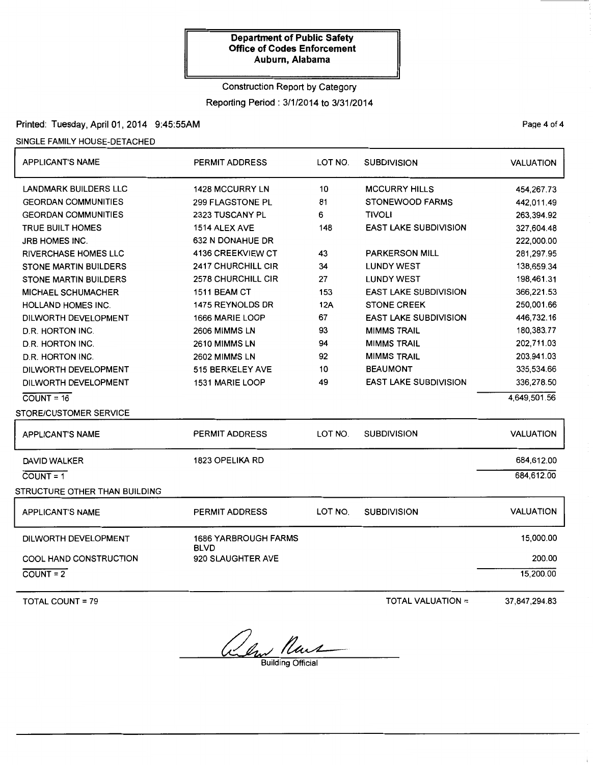**Department of Public Safety**
**Office of Codes Enforcement**
**Auburn, Alabama**

Construction Report by Category

Reporting Period : 3/1/2014 to 3/31/2014

Printed: Tuesday, April 01, 2014 9:45:55AM

SINGLE FAMILY HOUSE-DETACHED

| APPLICANT'S NAME | PERMIT ADDRESS | LOT NO. | SUBDIVISION | VALUATION |
|---|---|---|---|---|
| LANDMARK BUILDERS LLC | 1428 MCCURRY LN | 10 | MCCURRY HILLS | 454,267.73 |
| GEORDAN COMMUNITIES | 299 FLAGSTONE PL | 81 | STONEWOOD FARMS | 442,011.49 |
| GEORDAN COMMUNITIES | 2323 TUSCANY PL | 6 | TIVOLI | 263,394.92 |
| TRUE BUILT HOMES | 1514 ALEX AVE | 148 | EAST LAKE SUBDIVISION | 327,604.48 |
| JRB HOMES INC. | 632 N DONAHUE DR | | | 222,000.00 |
| RIVERCHASE HOMES LLC | 4136 CREEKVIEW CT | 43 | PARKERSON MILL | 281,297.95 |
| STONE MARTIN BUILDERS | 2417 CHURCHILL CIR | 34 | LUNDY WEST | 138,659.34 |
| STONE MARTIN BUILDERS | 2578 CHURCHILL CIR | 27 | LUNDY WEST | 198,461.31 |
| MICHAEL SCHUMACHER | 1511 BEAM CT | 153 | EAST LAKE SUBDIVISION | 366,221.53 |
| HOLLAND HOMES INC. | 1475 REYNOLDS DR | 12A | STONE CREEK | 250,001.66 |
| DILWORTH DEVELOPMENT | 1666 MARIE LOOP | 67 | EAST LAKE SUBDIVISION | 446,732.16 |
| D.R. HORTON INC. | 2606 MIMMS LN | 93 | MIMMS TRAIL | 180,383.77 |
| D.R. HORTON INC. | 2610 MIMMS LN | 94 | MIMMS TRAIL | 202,711.03 |
| D.R. HORTON INC. | 2602 MIMMS LN | 92 | MIMMS TRAIL | 203,941.03 |
| DILWORTH DEVELOPMENT | 515 BERKELEY AVE | 10 | BEAUMONT | 335,534.66 |
| DILWORTH DEVELOPMENT | 1531 MARIE LOOP | 49 | EAST LAKE SUBDIVISION | 336,278.50 |
| COUNT = 16 | | | | 4,649,501.56 |

STORE/CUSTOMER SERVICE

| APPLICANT'S NAME | PERMIT ADDRESS | LOT NO. | SUBDIVISION | VALUATION |
|---|---|---|---|---|
| DAVID WALKER | 1823 OPELIKA RD | | | 684,612.00 |
| COUNT = 1 | | | | 684,612.00 |

STRUCTURE OTHER THAN BUILDING

| APPLICANT'S NAME | PERMIT ADDRESS | LOT NO. | SUBDIVISION | VALUATION |
|---|---|---|---|---|
| DILWORTH DEVELOPMENT | 1686 YARBROUGH FARMS BLVD | | | 15,000.00 |
| COOL HAND CONSTRUCTION | 920 SLAUGHTER AVE | | | 200.00 |
| COUNT = 2 | | | | 15,200.00 |

TOTAL COUNT = 79

TOTAL VALUATION = 37,847,294.83

Building Official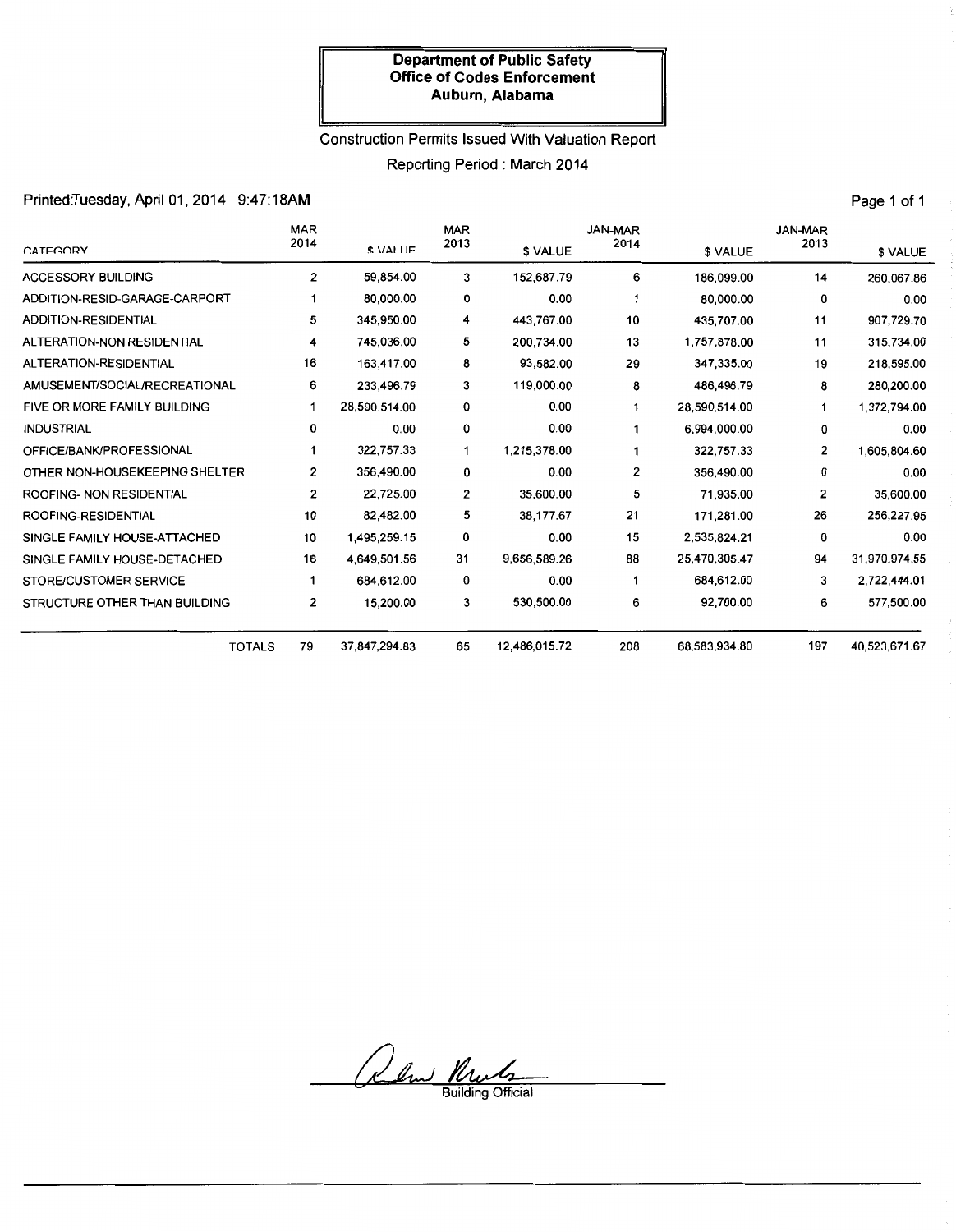**Department of Public Safety**
**Office of Codes Enforcement**
**Auburn, Alabama**

Construction Permits Issued With Valuation Report

Reporting Period : March 2014

Printed:Tuesday, April 01, 2014 9:47:18AM

| CATEGORY | MAR 2014 | $ VALUE | MAR 2013 | $ VALUE | JAN-MAR 2014 | $ VALUE | JAN-MAR 2013 | $ VALUE |
|---|---|---|---|---|---|---|---|---|
| ACCESSORY BUILDING | 2 | 59,854.00 | 3 | 152,687.79 | 6 | 186,099.00 | 14 | 260,067.86 |
| ADDITION-RESID-GARAGE-CARPORT | 1 | 80,000.00 | 0 | 0.00 | 1 | 80,000.00 | 0 | 0.00 |
| ADDITION-RESIDENTIAL | 5 | 345,950.00 | 4 | 443,767.00 | 10 | 435,707.00 | 11 | 907,729.70 |
| ALTERATION-NON RESIDENTIAL | 4 | 745,036.00 | 5 | 200,734.00 | 13 | 1,757,878.00 | 11 | 315,734.00 |
| ALTERATION-RESIDENTIAL | 16 | 163,417.00 | 8 | 93,582.00 | 29 | 347,335.00 | 19 | 218,595.00 |
| AMUSEMENT/SOCIAL/RECREATIONAL | 6 | 233,496.79 | 3 | 119,000.00 | 8 | 486,496.79 | 8 | 280,200.00 |
| FIVE OR MORE FAMILY BUILDING | 1 | 28,590,514.00 | 0 | 0.00 | 1 | 28,590,514.00 | 1 | 1,372,794.00 |
| INDUSTRIAL | 0 | 0.00 | 0 | 0.00 | 1 | 6,994,000.00 | 0 | 0.00 |
| OFFICE/BANK/PROFESSIONAL | 1 | 322,757.33 | 1 | 1,215,378.00 | 1 | 322,757.33 | 2 | 1,605,804.60 |
| OTHER NON-HOUSEKEEPING SHELTER | 2 | 356,490.00 | 0 | 0.00 | 2 | 356,490.00 | 0 | 0.00 |
| ROOFING- NON RESIDENTIAL | 2 | 22,725.00 | 2 | 35,600.00 | 5 | 71,935.00 | 2 | 35,600.00 |
| ROOFING-RESIDENTIAL | 10 | 82,482.00 | 5 | 38,177.67 | 21 | 171,281.00 | 26 | 256,227.95 |
| SINGLE FAMILY HOUSE-ATTACHED | 10 | 1,495,259.15 | 0 | 0.00 | 15 | 2,535,824.21 | 0 | 0.00 |
| SINGLE FAMILY HOUSE-DETACHED | 16 | 4,649,501.56 | 31 | 9,656,589.26 | 88 | 25,470,305.47 | 94 | 31,970,974.55 |
| STORE/CUSTOMER SERVICE | 1 | 684,612.00 | 0 | 0.00 | 1 | 684,612.00 | 3 | 2,722,444.01 |
| STRUCTURE OTHER THAN BUILDING | 2 | 15,200.00 | 3 | 530,500.00 | 6 | 92,700.00 | 6 | 577,500.00 |
| TOTALS | 79 | 37,847,294.83 | 65 | 12,486,015.72 | 208 | 68,583,934.80 | 197 | 40,523,671.67 |

Building Official